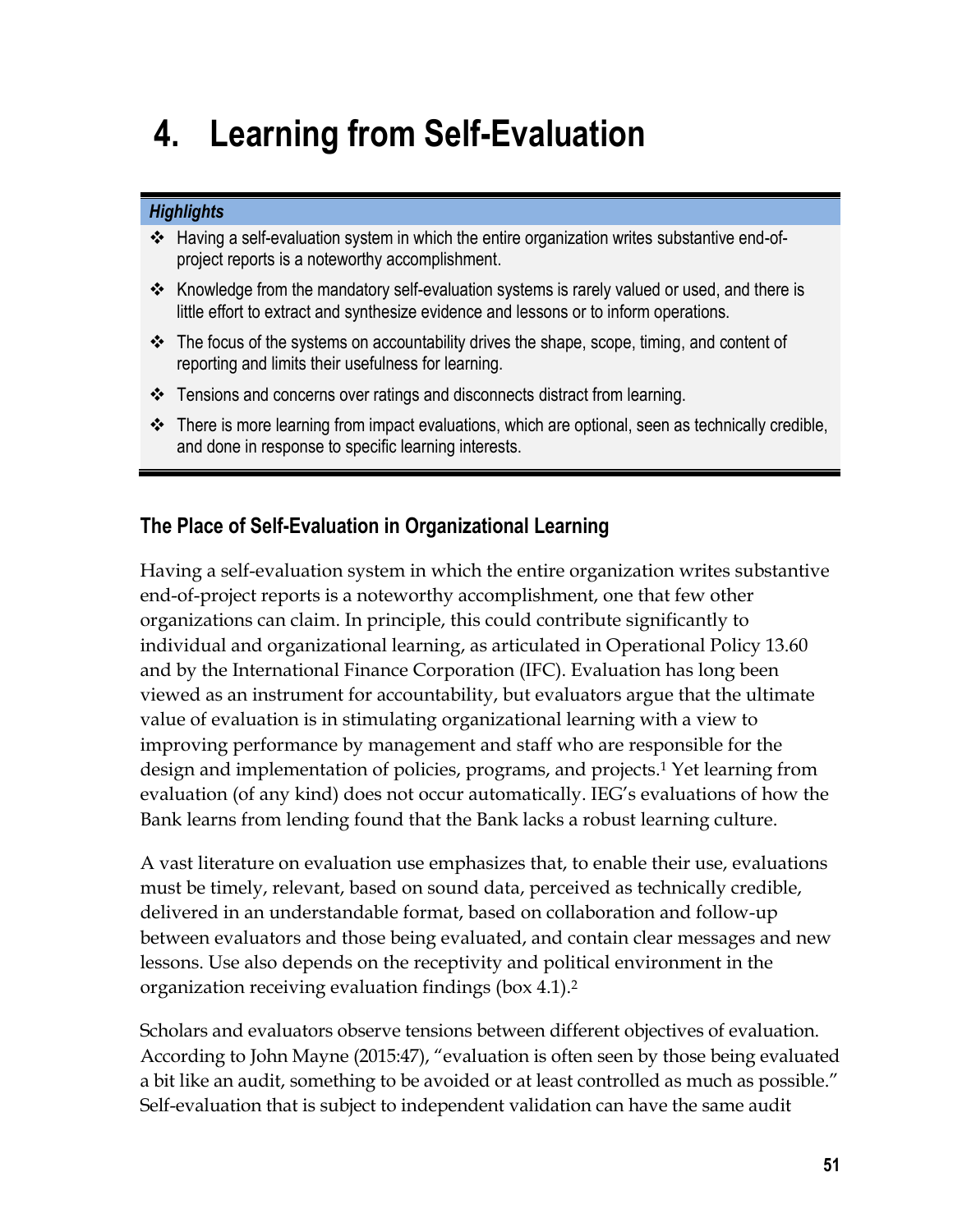# 4. Learning from Self-Evaluation

***Highlights***

- Having a self-evaluation system in which the entire organization writes substantive end-of-project reports is a noteworthy accomplishment.
- Knowledge from the mandatory self-evaluation systems is rarely valued or used, and there is little effort to extract and synthesize evidence and lessons or to inform operations.
- The focus of the systems on accountability drives the shape, scope, timing, and content of reporting and limits their usefulness for learning.
- Tensions and concerns over ratings and disconnects distract from learning.
- There is more learning from impact evaluations, which are optional, seen as technically credible, and done in response to specific learning interests.

## The Place of Self-Evaluation in Organizational Learning

Having a self-evaluation system in which the entire organization writes substantive end-of-project reports is a noteworthy accomplishment, one that few other organizations can claim. In principle, this could contribute significantly to individual and organizational learning, as articulated in Operational Policy 13.60 and by the International Finance Corporation (IFC). Evaluation has long been viewed as an instrument for accountability, but evaluators argue that the ultimate value of evaluation is in stimulating organizational learning with a view to improving performance by management and staff who are responsible for the design and implementation of policies, programs, and projects.[1] Yet learning from evaluation (of any kind) does not occur automatically. IEG's evaluations of how the Bank learns from lending found that the Bank lacks a robust learning culture.

A vast literature on evaluation use emphasizes that, to enable their use, evaluations must be timely, relevant, based on sound data, perceived as technically credible, delivered in an understandable format, based on collaboration and follow-up between evaluators and those being evaluated, and contain clear messages and new lessons. Use also depends on the receptivity and political environment in the organization receiving evaluation findings (box 4.1).[2]

Scholars and evaluators observe tensions between different objectives of evaluation. According to John Mayne (2015:47), "evaluation is often seen by those being evaluated a bit like an audit, something to be avoided or at least controlled as much as possible." Self-evaluation that is subject to independent validation can have the same audit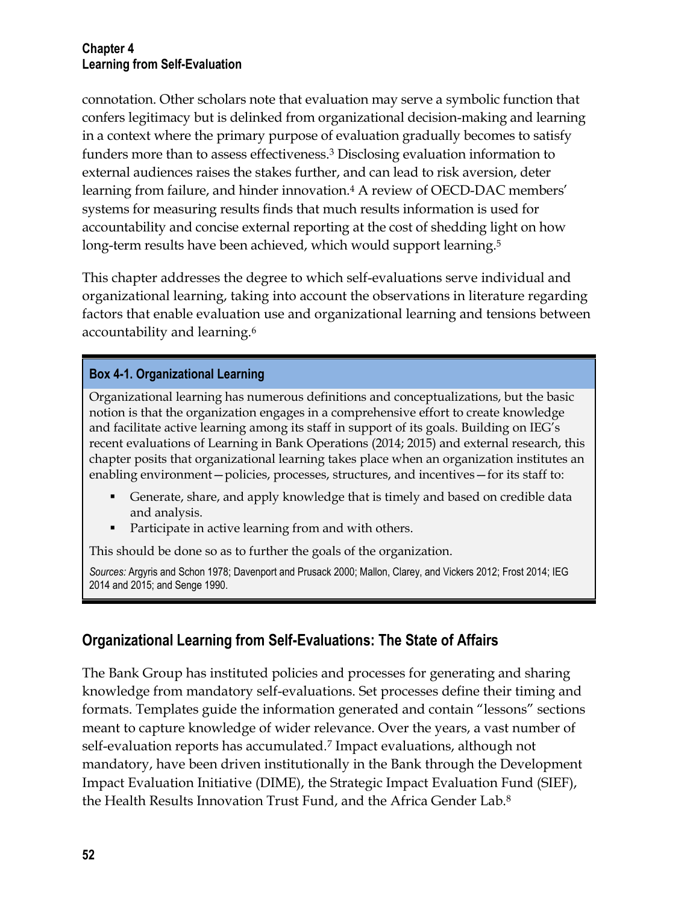connotation. Other scholars note that evaluation may serve a symbolic function that confers legitimacy but is delinked from organizational decision-making and learning in a context where the primary purpose of evaluation gradually becomes to satisfy funders more than to assess effectiveness.[3] Disclosing evaluation information to external audiences raises the stakes further, and can lead to risk aversion, deter learning from failure, and hinder innovation.[4] A review of OECD-DAC members' systems for measuring results finds that much results information is used for accountability and concise external reporting at the cost of shedding light on how long-term results have been achieved, which would support learning.[5]

This chapter addresses the degree to which self-evaluations serve individual and organizational learning, taking into account the observations in literature regarding factors that enable evaluation use and organizational learning and tensions between accountability and learning.[6]

> **Box 4-1. Organizational Learning**
>
> Organizational learning has numerous definitions and conceptualizations, but the basic notion is that the organization engages in a comprehensive effort to create knowledge and facilitate active learning among its staff in support of its goals. Building on IEG's recent evaluations of Learning in Bank Operations (2014; 2015) and external research, this chapter posits that organizational learning takes place when an organization institutes an enabling environment—policies, processes, structures, and incentives—for its staff to:
>
> - Generate, share, and apply knowledge that is timely and based on credible data and analysis.
> - Participate in active learning from and with others.
>
> This should be done so as to further the goals of the organization.
>
> *Sources:* Argyris and Schon 1978; Davenport and Prusack 2000; Mallon, Clarey, and Vickers 2012; Frost 2014; IEG 2014 and 2015; and Senge 1990.

## Organizational Learning from Self-Evaluations: The State of Affairs

The Bank Group has instituted policies and processes for generating and sharing knowledge from mandatory self-evaluations. Set processes define their timing and formats. Templates guide the information generated and contain "lessons" sections meant to capture knowledge of wider relevance. Over the years, a vast number of self-evaluation reports has accumulated.[7] Impact evaluations, although not mandatory, have been driven institutionally in the Bank through the Development Impact Evaluation Initiative (DIME), the Strategic Impact Evaluation Fund (SIEF), the Health Results Innovation Trust Fund, and the Africa Gender Lab.[8]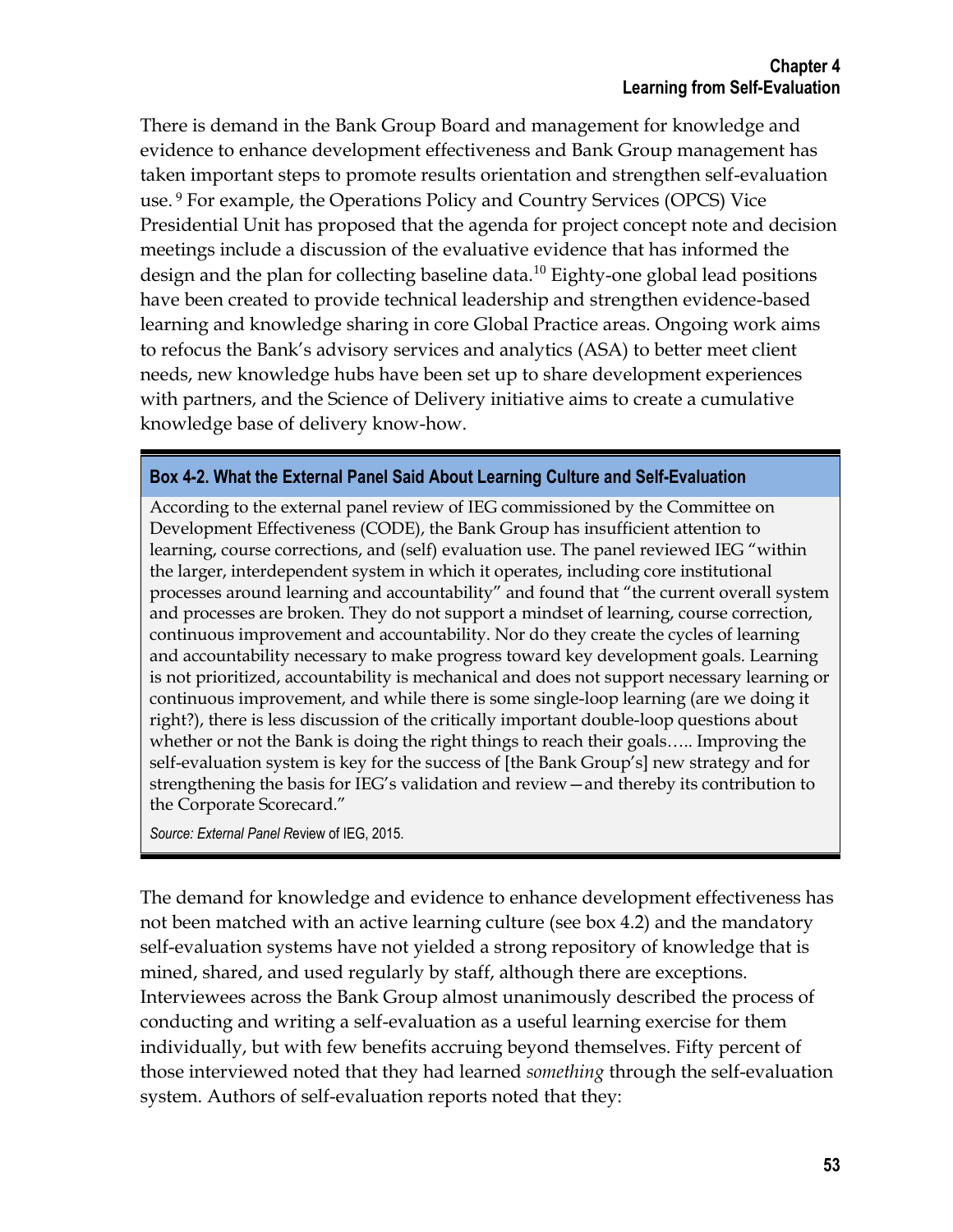There is demand in the Bank Group Board and management for knowledge and evidence to enhance development effectiveness and Bank Group management has taken important steps to promote results orientation and strengthen self-evaluation use.[9] For example, the Operations Policy and Country Services (OPCS) Vice Presidential Unit has proposed that the agenda for project concept note and decision meetings include a discussion of the evaluative evidence that has informed the design and the plan for collecting baseline data.[10] Eighty-one global lead positions have been created to provide technical leadership and strengthen evidence-based learning and knowledge sharing in core Global Practice areas. Ongoing work aims to refocus the Bank's advisory services and analytics (ASA) to better meet client needs, new knowledge hubs have been set up to share development experiences with partners, and the Science of Delivery initiative aims to create a cumulative knowledge base of delivery know-how.

**Box 4-2. What the External Panel Said About Learning Culture and Self-Evaluation**

According to the external panel review of IEG commissioned by the Committee on Development Effectiveness (CODE), the Bank Group has insufficient attention to learning, course corrections, and (self) evaluation use. The panel reviewed IEG "within the larger, interdependent system in which it operates, including core institutional processes around learning and accountability" and found that "the current overall system and processes are broken. They do not support a mindset of learning, course correction, continuous improvement and accountability. Nor do they create the cycles of learning and accountability necessary to make progress toward key development goals. Learning is not prioritized, accountability is mechanical and does not support necessary learning or continuous improvement, and while there is some single-loop learning (are we doing it right?), there is less discussion of the critically important double-loop questions about whether or not the Bank is doing the right things to reach their goals….. Improving the self-evaluation system is key for the success of [the Bank Group's] new strategy and for strengthening the basis for IEG's validation and review—and thereby its contribution to the Corporate Scorecard."

*Source: External Panel R*eview of IEG, 2015.

The demand for knowledge and evidence to enhance development effectiveness has not been matched with an active learning culture (see box 4.2) and the mandatory self-evaluation systems have not yielded a strong repository of knowledge that is mined, shared, and used regularly by staff, although there are exceptions. Interviewees across the Bank Group almost unanimously described the process of conducting and writing a self-evaluation as a useful learning exercise for them individually, but with few benefits accruing beyond themselves. Fifty percent of those interviewed noted that they had learned *something* through the self-evaluation system. Authors of self-evaluation reports noted that they: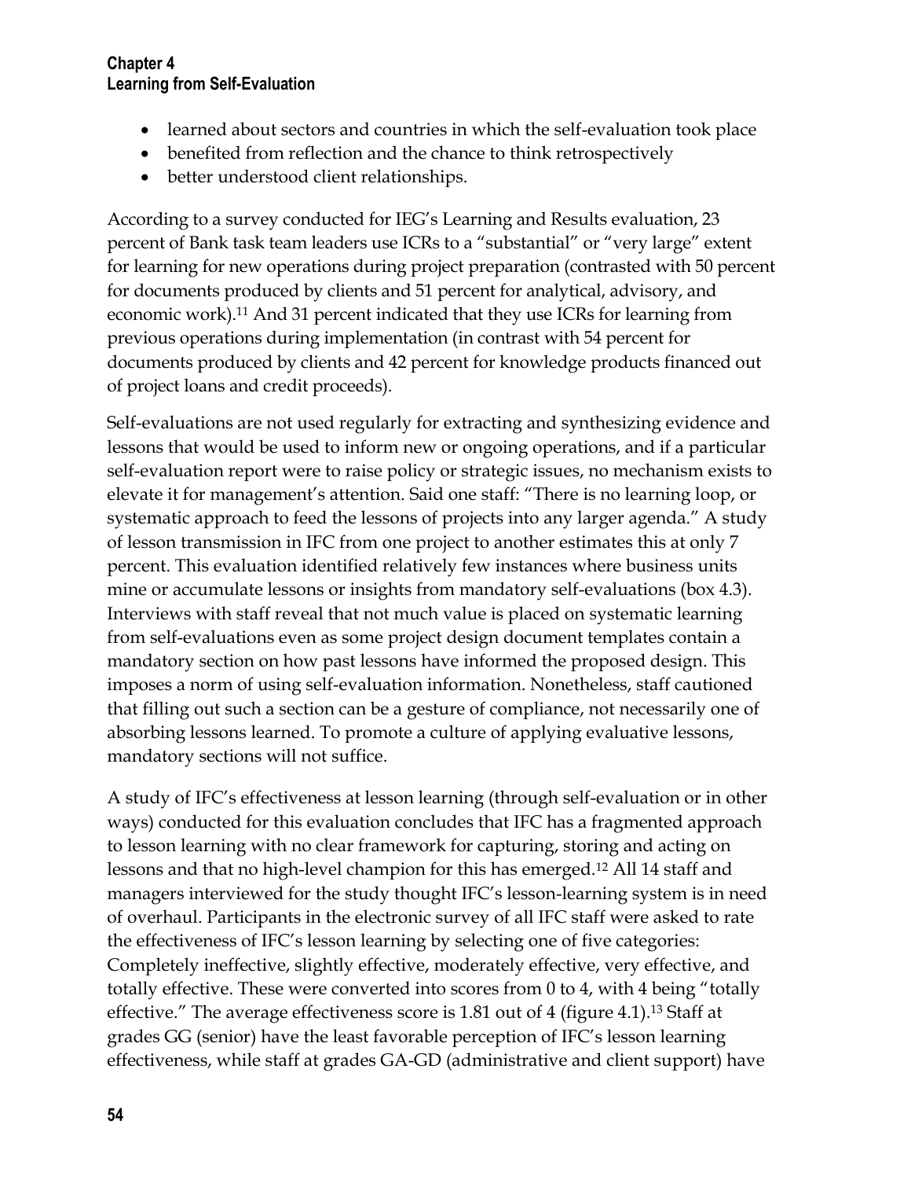- learned about sectors and countries in which the self-evaluation took place
- benefited from reflection and the chance to think retrospectively
- better understood client relationships.

According to a survey conducted for IEG's Learning and Results evaluation, 23 percent of Bank task team leaders use ICRs to a "substantial" or "very large" extent for learning for new operations during project preparation (contrasted with 50 percent for documents produced by clients and 51 percent for analytical, advisory, and economic work).[11] And 31 percent indicated that they use ICRs for learning from previous operations during implementation (in contrast with 54 percent for documents produced by clients and 42 percent for knowledge products financed out of project loans and credit proceeds).

Self-evaluations are not used regularly for extracting and synthesizing evidence and lessons that would be used to inform new or ongoing operations, and if a particular self-evaluation report were to raise policy or strategic issues, no mechanism exists to elevate it for management's attention. Said one staff: "There is no learning loop, or systematic approach to feed the lessons of projects into any larger agenda." A study of lesson transmission in IFC from one project to another estimates this at only 7 percent. This evaluation identified relatively few instances where business units mine or accumulate lessons or insights from mandatory self-evaluations (box 4.3). Interviews with staff reveal that not much value is placed on systematic learning from self-evaluations even as some project design document templates contain a mandatory section on how past lessons have informed the proposed design. This imposes a norm of using self-evaluation information. Nonetheless, staff cautioned that filling out such a section can be a gesture of compliance, not necessarily one of absorbing lessons learned. To promote a culture of applying evaluative lessons, mandatory sections will not suffice.

A study of IFC's effectiveness at lesson learning (through self-evaluation or in other ways) conducted for this evaluation concludes that IFC has a fragmented approach to lesson learning with no clear framework for capturing, storing and acting on lessons and that no high-level champion for this has emerged.[12] All 14 staff and managers interviewed for the study thought IFC's lesson-learning system is in need of overhaul. Participants in the electronic survey of all IFC staff were asked to rate the effectiveness of IFC's lesson learning by selecting one of five categories: Completely ineffective, slightly effective, moderately effective, very effective, and totally effective. These were converted into scores from 0 to 4, with 4 being "totally effective." The average effectiveness score is 1.81 out of 4 (figure 4.1).[13] Staff at grades GG (senior) have the least favorable perception of IFC's lesson learning effectiveness, while staff at grades GA-GD (administrative and client support) have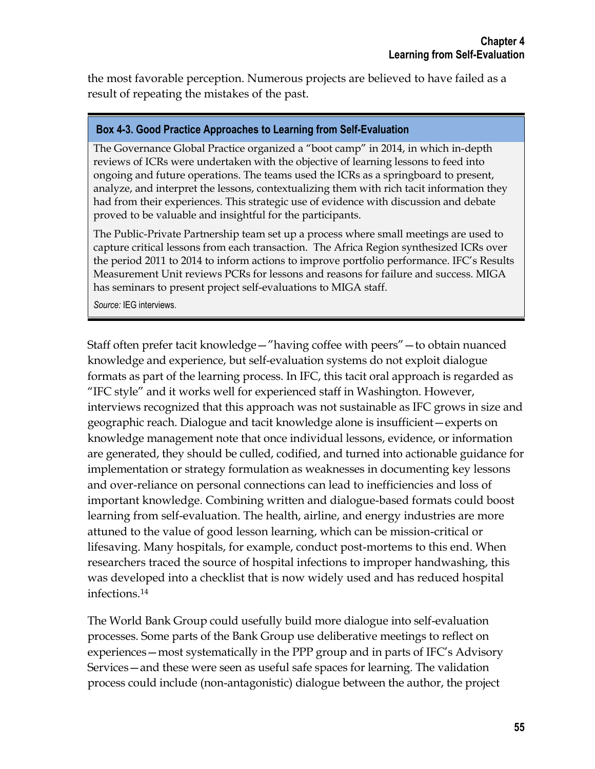the most favorable perception. Numerous projects are believed to have failed as a result of repeating the mistakes of the past.

**Box 4-3. Good Practice Approaches to Learning from Self-Evaluation**

The Governance Global Practice organized a "boot camp" in 2014, in which in-depth reviews of ICRs were undertaken with the objective of learning lessons to feed into ongoing and future operations. The teams used the ICRs as a springboard to present, analyze, and interpret the lessons, contextualizing them with rich tacit information they had from their experiences. This strategic use of evidence with discussion and debate proved to be valuable and insightful for the participants.

The Public-Private Partnership team set up a process where small meetings are used to capture critical lessons from each transaction. The Africa Region synthesized ICRs over the period 2011 to 2014 to inform actions to improve portfolio performance. IFC's Results Measurement Unit reviews PCRs for lessons and reasons for failure and success. MIGA has seminars to present project self-evaluations to MIGA staff.

*Source:* IEG interviews.

Staff often prefer tacit knowledge—"having coffee with peers"—to obtain nuanced knowledge and experience, but self-evaluation systems do not exploit dialogue formats as part of the learning process. In IFC, this tacit oral approach is regarded as "IFC style" and it works well for experienced staff in Washington. However, interviews recognized that this approach was not sustainable as IFC grows in size and geographic reach. Dialogue and tacit knowledge alone is insufficient—experts on knowledge management note that once individual lessons, evidence, or information are generated, they should be culled, codified, and turned into actionable guidance for implementation or strategy formulation as weaknesses in documenting key lessons and over-reliance on personal connections can lead to inefficiencies and loss of important knowledge. Combining written and dialogue-based formats could boost learning from self-evaluation. The health, airline, and energy industries are more attuned to the value of good lesson learning, which can be mission-critical or lifesaving. Many hospitals, for example, conduct post-mortems to this end. When researchers traced the source of hospital infections to improper handwashing, this was developed into a checklist that is now widely used and has reduced hospital infections.[14]

The World Bank Group could usefully build more dialogue into self-evaluation processes. Some parts of the Bank Group use deliberative meetings to reflect on experiences—most systematically in the PPP group and in parts of IFC's Advisory Services—and these were seen as useful safe spaces for learning. The validation process could include (non-antagonistic) dialogue between the author, the project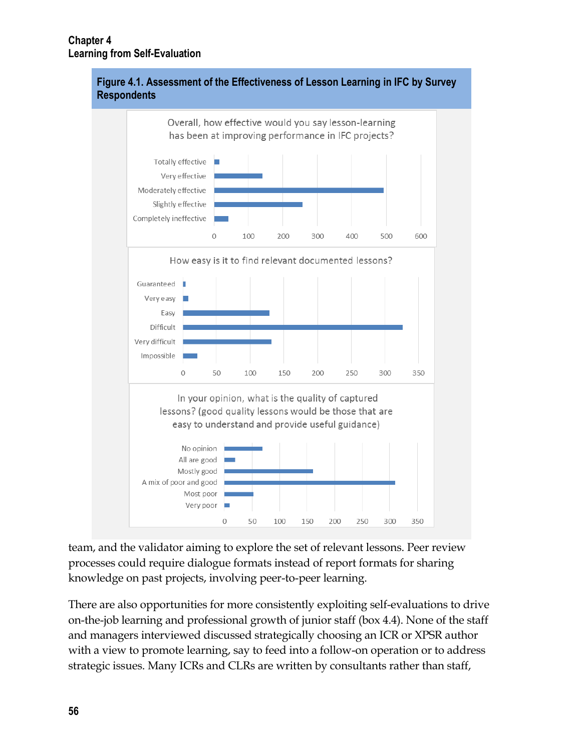**Figure 4.1. Assessment of the Effectiveness of Lesson Learning in IFC by Survey Respondents**

Overall, how effective would you say lesson-learning has been at improving performance in IFC projects?

Totally effective
Very effective
Moderately effective
Slightly effective
Completely ineffective

0 100 200 300 400 500 600

How easy is it to find relevant documented lessons?

Guaranteed
Very easy
Easy
Difficult
Very difficult
Impossible

0 50 100 150 200 250 300 350

In your opinion, what is the quality of captured lessons? (good quality lessons would be those that are easy to understand and provide useful guidance)

No opinion
All are good
Mostly good
A mix of poor and good
Most poor
Very poor

0 50 100 150 200 250 300 350

team, and the validator aiming to explore the set of relevant lessons. Peer review processes could require dialogue formats instead of report formats for sharing knowledge on past projects, involving peer-to-peer learning.

There are also opportunities for more consistently exploiting self-evaluations to drive on-the-job learning and professional growth of junior staff (box 4.4). None of the staff and managers interviewed discussed strategically choosing an ICR or XPSR author with a view to promote learning, say to feed into a follow-on operation or to address strategic issues. Many ICRs and CLRs are written by consultants rather than staff,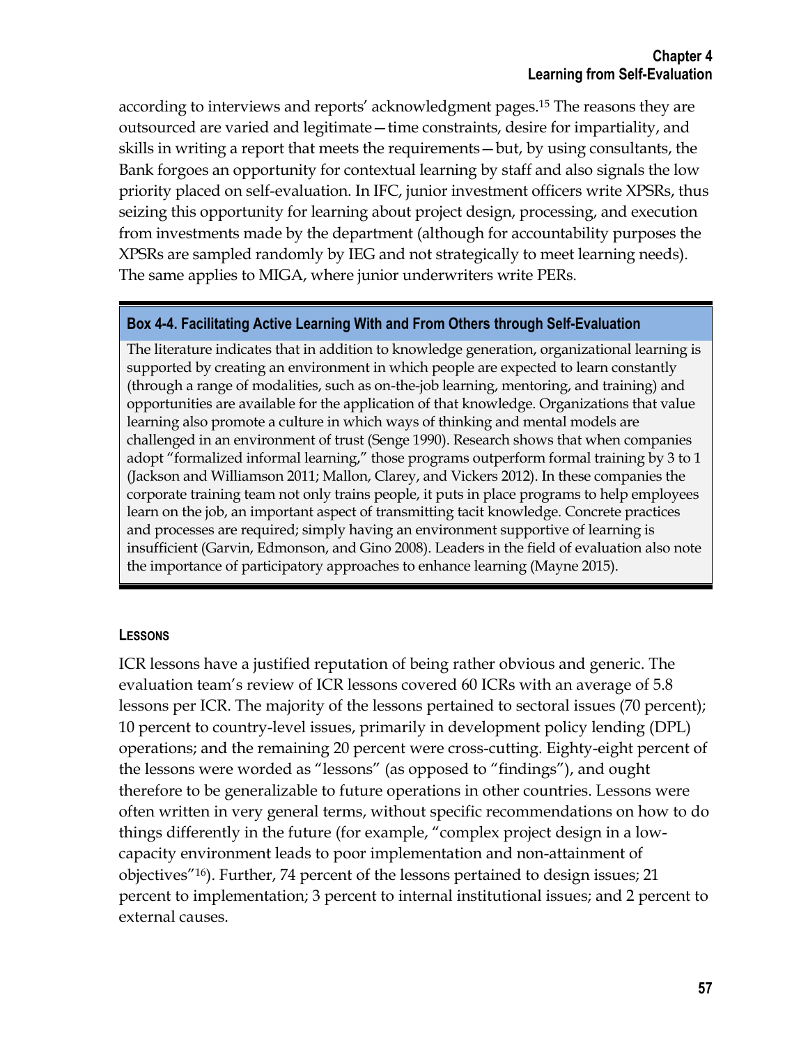according to interviews and reports' acknowledgment pages.[15] The reasons they are outsourced are varied and legitimate—time constraints, desire for impartiality, and skills in writing a report that meets the requirements—but, by using consultants, the Bank forgoes an opportunity for contextual learning by staff and also signals the low priority placed on self-evaluation. In IFC, junior investment officers write XPSRs, thus seizing this opportunity for learning about project design, processing, and execution from investments made by the department (although for accountability purposes the XPSRs are sampled randomly by IEG and not strategically to meet learning needs). The same applies to MIGA, where junior underwriters write PERs.

**Box 4-4. Facilitating Active Learning With and From Others through Self-Evaluation**

The literature indicates that in addition to knowledge generation, organizational learning is supported by creating an environment in which people are expected to learn constantly (through a range of modalities, such as on-the-job learning, mentoring, and training) and opportunities are available for the application of that knowledge. Organizations that value learning also promote a culture in which ways of thinking and mental models are challenged in an environment of trust (Senge 1990). Research shows that when companies adopt "formalized informal learning," those programs outperform formal training by 3 to 1 (Jackson and Williamson 2011; Mallon, Clarey, and Vickers 2012). In these companies the corporate training team not only trains people, it puts in place programs to help employees learn on the job, an important aspect of transmitting tacit knowledge. Concrete practices and processes are required; simply having an environment supportive of learning is insufficient (Garvin, Edmonson, and Gino 2008). Leaders in the field of evaluation also note the importance of participatory approaches to enhance learning (Mayne 2015).

#### LESSONS

ICR lessons have a justified reputation of being rather obvious and generic. The evaluation team's review of ICR lessons covered 60 ICRs with an average of 5.8 lessons per ICR. The majority of the lessons pertained to sectoral issues (70 percent); 10 percent to country-level issues, primarily in development policy lending (DPL) operations; and the remaining 20 percent were cross-cutting. Eighty-eight percent of the lessons were worded as "lessons" (as opposed to "findings"), and ought therefore to be generalizable to future operations in other countries. Lessons were often written in very general terms, without specific recommendations on how to do things differently in the future (for example, "complex project design in a low-capacity environment leads to poor implementation and non-attainment of objectives"[16]). Further, 74 percent of the lessons pertained to design issues; 21 percent to implementation; 3 percent to internal institutional issues; and 2 percent to external causes.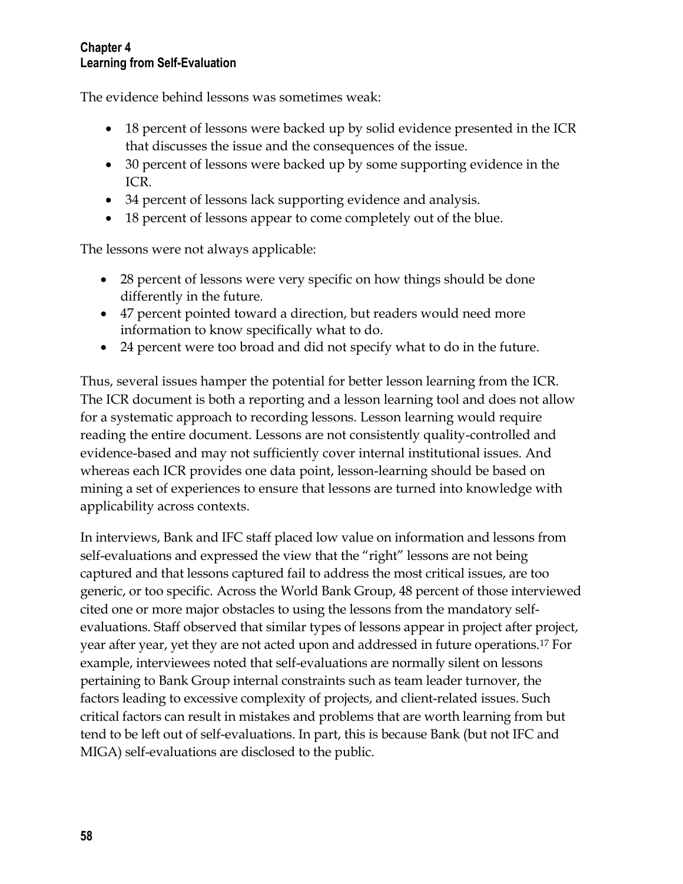The evidence behind lessons was sometimes weak:

- 18 percent of lessons were backed up by solid evidence presented in the ICR that discusses the issue and the consequences of the issue.
- 30 percent of lessons were backed up by some supporting evidence in the ICR.
- 34 percent of lessons lack supporting evidence and analysis.
- 18 percent of lessons appear to come completely out of the blue.

The lessons were not always applicable:

- 28 percent of lessons were very specific on how things should be done differently in the future.
- 47 percent pointed toward a direction, but readers would need more information to know specifically what to do.
- 24 percent were too broad and did not specify what to do in the future.

Thus, several issues hamper the potential for better lesson learning from the ICR. The ICR document is both a reporting and a lesson learning tool and does not allow for a systematic approach to recording lessons. Lesson learning would require reading the entire document. Lessons are not consistently quality-controlled and evidence-based and may not sufficiently cover internal institutional issues. And whereas each ICR provides one data point, lesson-learning should be based on mining a set of experiences to ensure that lessons are turned into knowledge with applicability across contexts.

In interviews, Bank and IFC staff placed low value on information and lessons from self-evaluations and expressed the view that the "right" lessons are not being captured and that lessons captured fail to address the most critical issues, are too generic, or too specific. Across the World Bank Group, 48 percent of those interviewed cited one or more major obstacles to using the lessons from the mandatory self-evaluations. Staff observed that similar types of lessons appear in project after project, year after year, yet they are not acted upon and addressed in future operations.[17] For example, interviewees noted that self-evaluations are normally silent on lessons pertaining to Bank Group internal constraints such as team leader turnover, the factors leading to excessive complexity of projects, and client-related issues. Such critical factors can result in mistakes and problems that are worth learning from but tend to be left out of self-evaluations. In part, this is because Bank (but not IFC and MIGA) self-evaluations are disclosed to the public.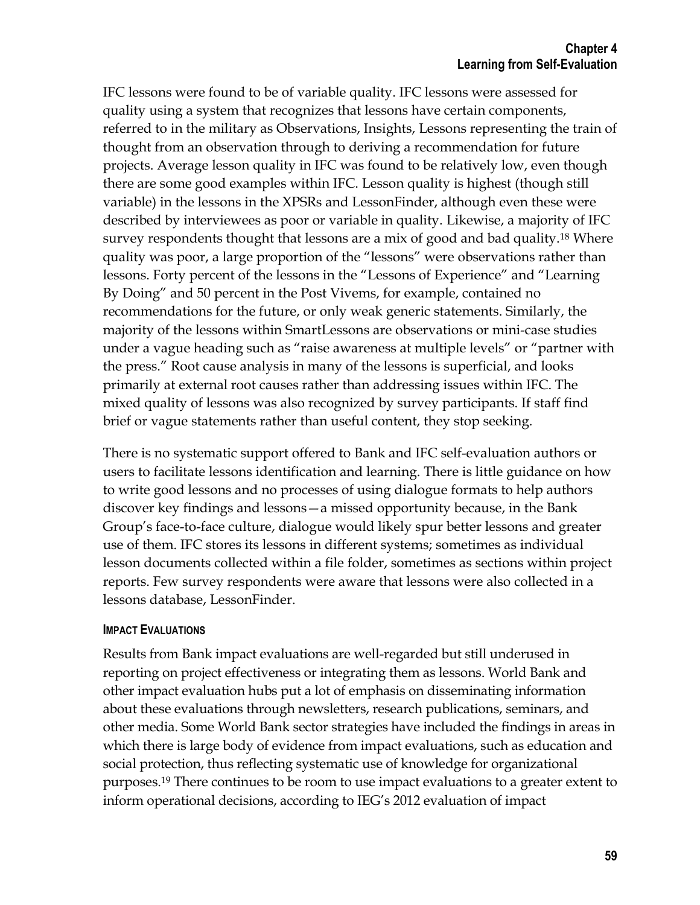IFC lessons were found to be of variable quality. IFC lessons were assessed for quality using a system that recognizes that lessons have certain components, referred to in the military as Observations, Insights, Lessons representing the train of thought from an observation through to deriving a recommendation for future projects. Average lesson quality in IFC was found to be relatively low, even though there are some good examples within IFC. Lesson quality is highest (though still variable) in the lessons in the XPSRs and LessonFinder, although even these were described by interviewees as poor or variable in quality. Likewise, a majority of IFC survey respondents thought that lessons are a mix of good and bad quality.[18] Where quality was poor, a large proportion of the "lessons" were observations rather than lessons. Forty percent of the lessons in the "Lessons of Experience" and "Learning By Doing" and 50 percent in the Post Vivems, for example, contained no recommendations for the future, or only weak generic statements. Similarly, the majority of the lessons within SmartLessons are observations or mini-case studies under a vague heading such as "raise awareness at multiple levels" or "partner with the press." Root cause analysis in many of the lessons is superficial, and looks primarily at external root causes rather than addressing issues within IFC. The mixed quality of lessons was also recognized by survey participants. If staff find brief or vague statements rather than useful content, they stop seeking.

There is no systematic support offered to Bank and IFC self-evaluation authors or users to facilitate lessons identification and learning. There is little guidance on how to write good lessons and no processes of using dialogue formats to help authors discover key findings and lessons—a missed opportunity because, in the Bank Group's face-to-face culture, dialogue would likely spur better lessons and greater use of them. IFC stores its lessons in different systems; sometimes as individual lesson documents collected within a file folder, sometimes as sections within project reports. Few survey respondents were aware that lessons were also collected in a lessons database, LessonFinder.

#### Impact Evaluations

Results from Bank impact evaluations are well-regarded but still underused in reporting on project effectiveness or integrating them as lessons. World Bank and other impact evaluation hubs put a lot of emphasis on disseminating information about these evaluations through newsletters, research publications, seminars, and other media. Some World Bank sector strategies have included the findings in areas in which there is large body of evidence from impact evaluations, such as education and social protection, thus reflecting systematic use of knowledge for organizational purposes.[19] There continues to be room to use impact evaluations to a greater extent to inform operational decisions, according to IEG's 2012 evaluation of impact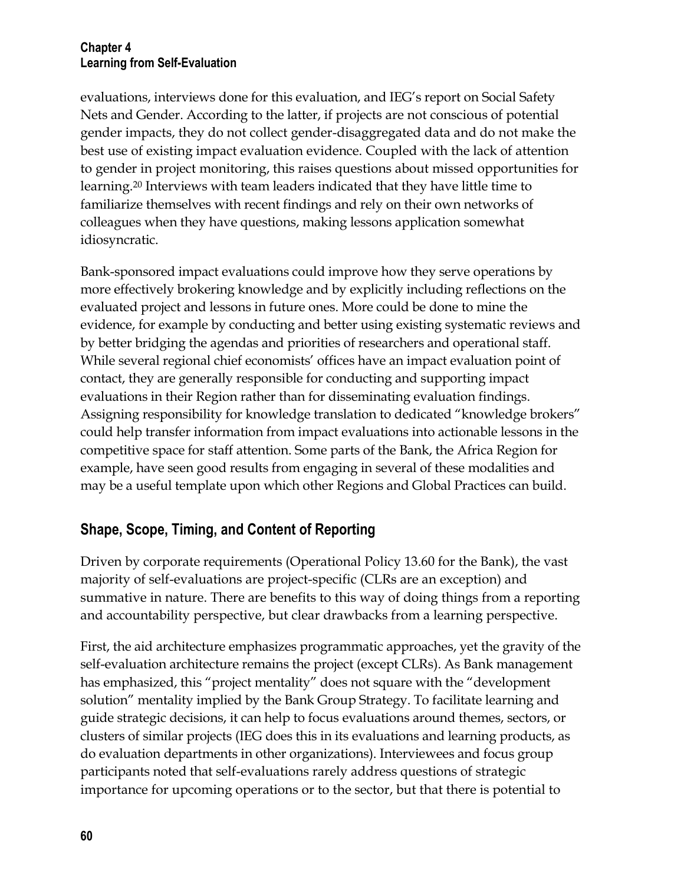evaluations, interviews done for this evaluation, and IEG's report on Social Safety Nets and Gender. According to the latter, if projects are not conscious of potential gender impacts, they do not collect gender-disaggregated data and do not make the best use of existing impact evaluation evidence. Coupled with the lack of attention to gender in project monitoring, this raises questions about missed opportunities for learning.[20] Interviews with team leaders indicated that they have little time to familiarize themselves with recent findings and rely on their own networks of colleagues when they have questions, making lessons application somewhat idiosyncratic.

Bank-sponsored impact evaluations could improve how they serve operations by more effectively brokering knowledge and by explicitly including reflections on the evaluated project and lessons in future ones. More could be done to mine the evidence, for example by conducting and better using existing systematic reviews and by better bridging the agendas and priorities of researchers and operational staff. While several regional chief economists' offices have an impact evaluation point of contact, they are generally responsible for conducting and supporting impact evaluations in their Region rather than for disseminating evaluation findings. Assigning responsibility for knowledge translation to dedicated "knowledge brokers" could help transfer information from impact evaluations into actionable lessons in the competitive space for staff attention. Some parts of the Bank, the Africa Region for example, have seen good results from engaging in several of these modalities and may be a useful template upon which other Regions and Global Practices can build.

## Shape, Scope, Timing, and Content of Reporting

Driven by corporate requirements (Operational Policy 13.60 for the Bank), the vast majority of self-evaluations are project-specific (CLRs are an exception) and summative in nature. There are benefits to this way of doing things from a reporting and accountability perspective, but clear drawbacks from a learning perspective.

First, the aid architecture emphasizes programmatic approaches, yet the gravity of the self-evaluation architecture remains the project (except CLRs). As Bank management has emphasized, this "project mentality" does not square with the "development solution" mentality implied by the Bank Group Strategy. To facilitate learning and guide strategic decisions, it can help to focus evaluations around themes, sectors, or clusters of similar projects (IEG does this in its evaluations and learning products, as do evaluation departments in other organizations). Interviewees and focus group participants noted that self-evaluations rarely address questions of strategic importance for upcoming operations or to the sector, but that there is potential to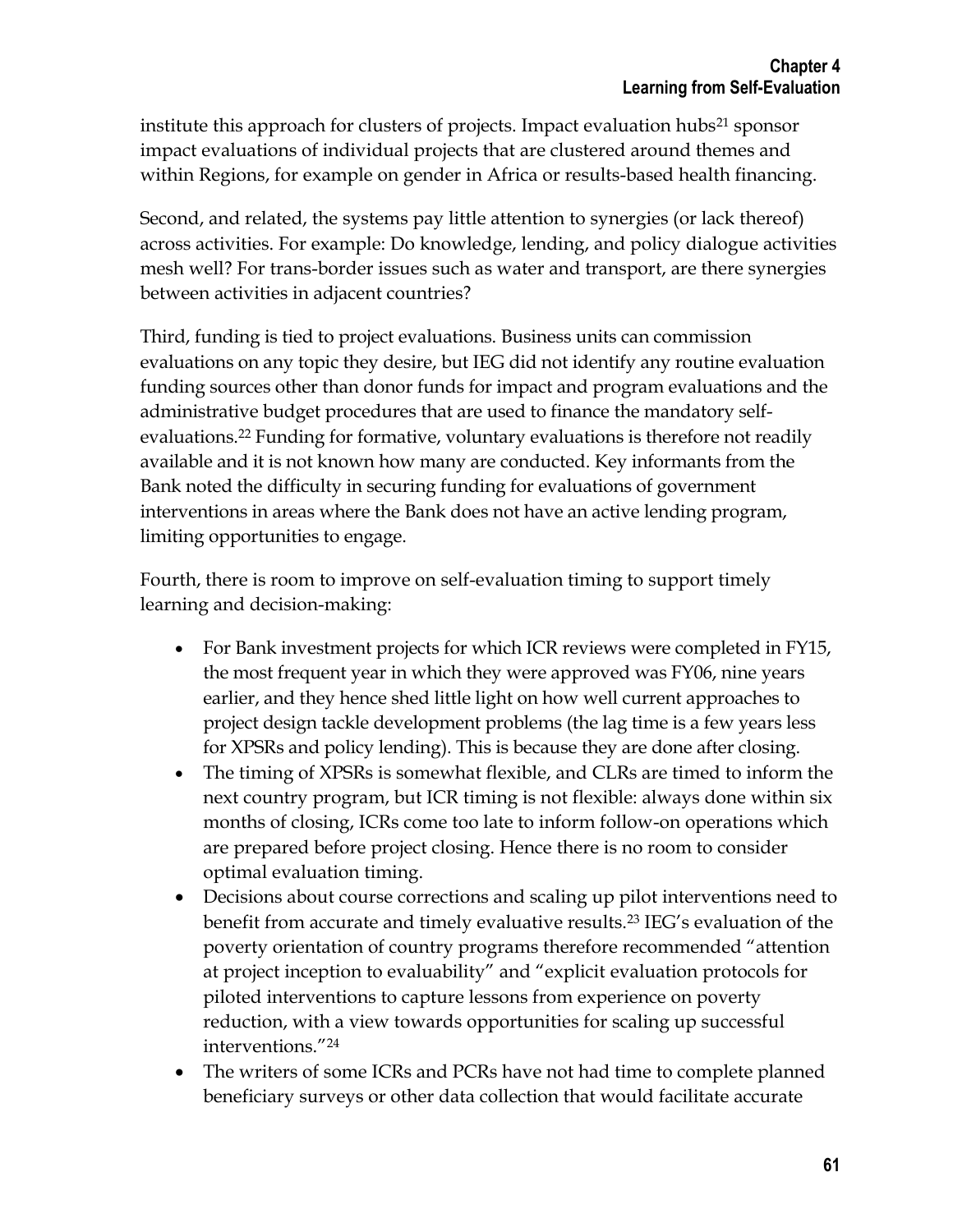institute this approach for clusters of projects. Impact evaluation hubs[21] sponsor impact evaluations of individual projects that are clustered around themes and within Regions, for example on gender in Africa or results-based health financing.

Second, and related, the systems pay little attention to synergies (or lack thereof) across activities. For example: Do knowledge, lending, and policy dialogue activities mesh well? For trans-border issues such as water and transport, are there synergies between activities in adjacent countries?

Third, funding is tied to project evaluations. Business units can commission evaluations on any topic they desire, but IEG did not identify any routine evaluation funding sources other than donor funds for impact and program evaluations and the administrative budget procedures that are used to finance the mandatory self-evaluations.[22] Funding for formative, voluntary evaluations is therefore not readily available and it is not known how many are conducted. Key informants from the Bank noted the difficulty in securing funding for evaluations of government interventions in areas where the Bank does not have an active lending program, limiting opportunities to engage.

Fourth, there is room to improve on self-evaluation timing to support timely learning and decision-making:

- For Bank investment projects for which ICR reviews were completed in FY15, the most frequent year in which they were approved was FY06, nine years earlier, and they hence shed little light on how well current approaches to project design tackle development problems (the lag time is a few years less for XPSRs and policy lending). This is because they are done after closing.
- The timing of XPSRs is somewhat flexible, and CLRs are timed to inform the next country program, but ICR timing is not flexible: always done within six months of closing, ICRs come too late to inform follow-on operations which are prepared before project closing. Hence there is no room to consider optimal evaluation timing.
- Decisions about course corrections and scaling up pilot interventions need to benefit from accurate and timely evaluative results.[23] IEG's evaluation of the poverty orientation of country programs therefore recommended "attention at project inception to evaluability" and "explicit evaluation protocols for piloted interventions to capture lessons from experience on poverty reduction, with a view towards opportunities for scaling up successful interventions."[24]
- The writers of some ICRs and PCRs have not had time to complete planned beneficiary surveys or other data collection that would facilitate accurate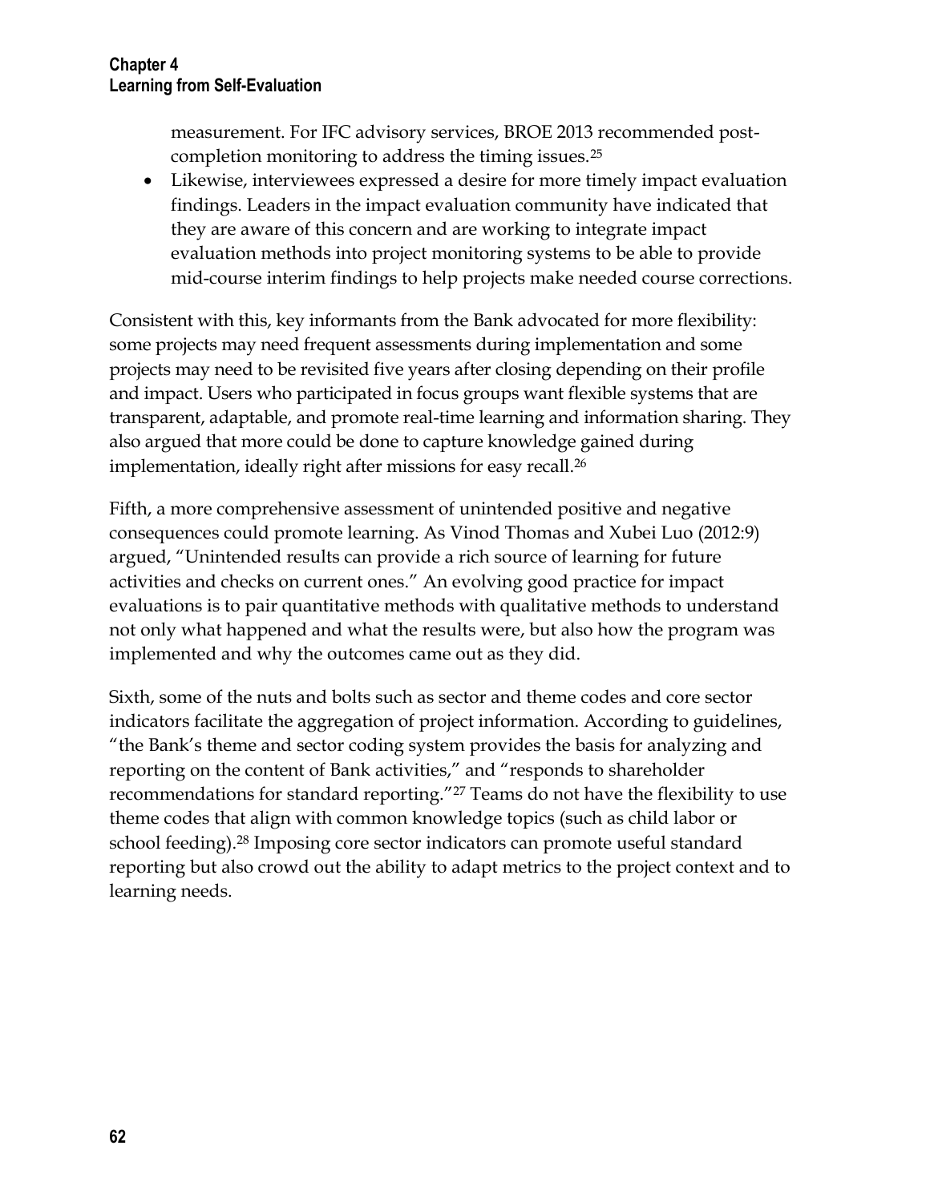measurement. For IFC advisory services, BROE 2013 recommended post-completion monitoring to address the timing issues.[25]

- Likewise, interviewees expressed a desire for more timely impact evaluation findings. Leaders in the impact evaluation community have indicated that they are aware of this concern and are working to integrate impact evaluation methods into project monitoring systems to be able to provide mid-course interim findings to help projects make needed course corrections.

Consistent with this, key informants from the Bank advocated for more flexibility: some projects may need frequent assessments during implementation and some projects may need to be revisited five years after closing depending on their profile and impact. Users who participated in focus groups want flexible systems that are transparent, adaptable, and promote real-time learning and information sharing. They also argued that more could be done to capture knowledge gained during implementation, ideally right after missions for easy recall.[26]

Fifth, a more comprehensive assessment of unintended positive and negative consequences could promote learning. As Vinod Thomas and Xubei Luo (2012:9) argued, "Unintended results can provide a rich source of learning for future activities and checks on current ones." An evolving good practice for impact evaluations is to pair quantitative methods with qualitative methods to understand not only what happened and what the results were, but also how the program was implemented and why the outcomes came out as they did.

Sixth, some of the nuts and bolts such as sector and theme codes and core sector indicators facilitate the aggregation of project information. According to guidelines, "the Bank's theme and sector coding system provides the basis for analyzing and reporting on the content of Bank activities," and "responds to shareholder recommendations for standard reporting."[27] Teams do not have the flexibility to use theme codes that align with common knowledge topics (such as child labor or school feeding).[28] Imposing core sector indicators can promote useful standard reporting but also crowd out the ability to adapt metrics to the project context and to learning needs.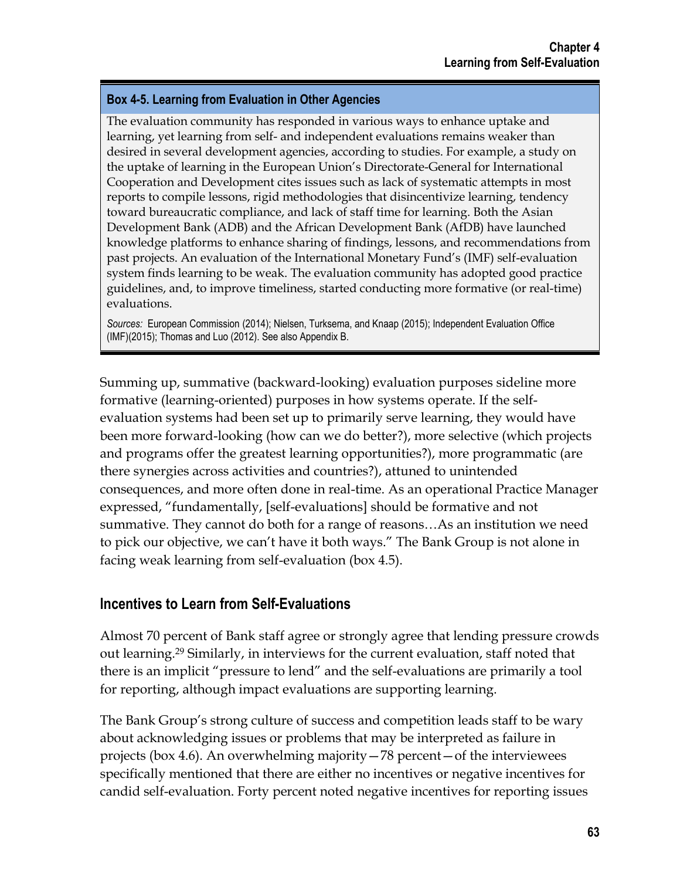**Box 4-5. Learning from Evaluation in Other Agencies**

The evaluation community has responded in various ways to enhance uptake and learning, yet learning from self- and independent evaluations remains weaker than desired in several development agencies, according to studies. For example, a study on the uptake of learning in the European Union's Directorate-General for International Cooperation and Development cites issues such as lack of systematic attempts in most reports to compile lessons, rigid methodologies that disincentivize learning, tendency toward bureaucratic compliance, and lack of staff time for learning. Both the Asian Development Bank (ADB) and the African Development Bank (AfDB) have launched knowledge platforms to enhance sharing of findings, lessons, and recommendations from past projects. An evaluation of the International Monetary Fund's (IMF) self-evaluation system finds learning to be weak. The evaluation community has adopted good practice guidelines, and, to improve timeliness, started conducting more formative (or real-time) evaluations.

*Sources:* European Commission (2014); Nielsen, Turksema, and Knaap (2015); Independent Evaluation Office (IMF)(2015); Thomas and Luo (2012). See also Appendix B.

Summing up, summative (backward-looking) evaluation purposes sideline more formative (learning-oriented) purposes in how systems operate. If the self-evaluation systems had been set up to primarily serve learning, they would have been more forward-looking (how can we do better?), more selective (which projects and programs offer the greatest learning opportunities?), more programmatic (are there synergies across activities and countries?), attuned to unintended consequences, and more often done in real-time. As an operational Practice Manager expressed, "fundamentally, [self-evaluations] should be formative and not summative. They cannot do both for a range of reasons…As an institution we need to pick our objective, we can't have it both ways." The Bank Group is not alone in facing weak learning from self-evaluation (box 4.5).

## Incentives to Learn from Self-Evaluations

Almost 70 percent of Bank staff agree or strongly agree that lending pressure crowds out learning.[29] Similarly, in interviews for the current evaluation, staff noted that there is an implicit "pressure to lend" and the self-evaluations are primarily a tool for reporting, although impact evaluations are supporting learning.

The Bank Group's strong culture of success and competition leads staff to be wary about acknowledging issues or problems that may be interpreted as failure in projects (box 4.6). An overwhelming majority—78 percent—of the interviewees specifically mentioned that there are either no incentives or negative incentives for candid self-evaluation. Forty percent noted negative incentives for reporting issues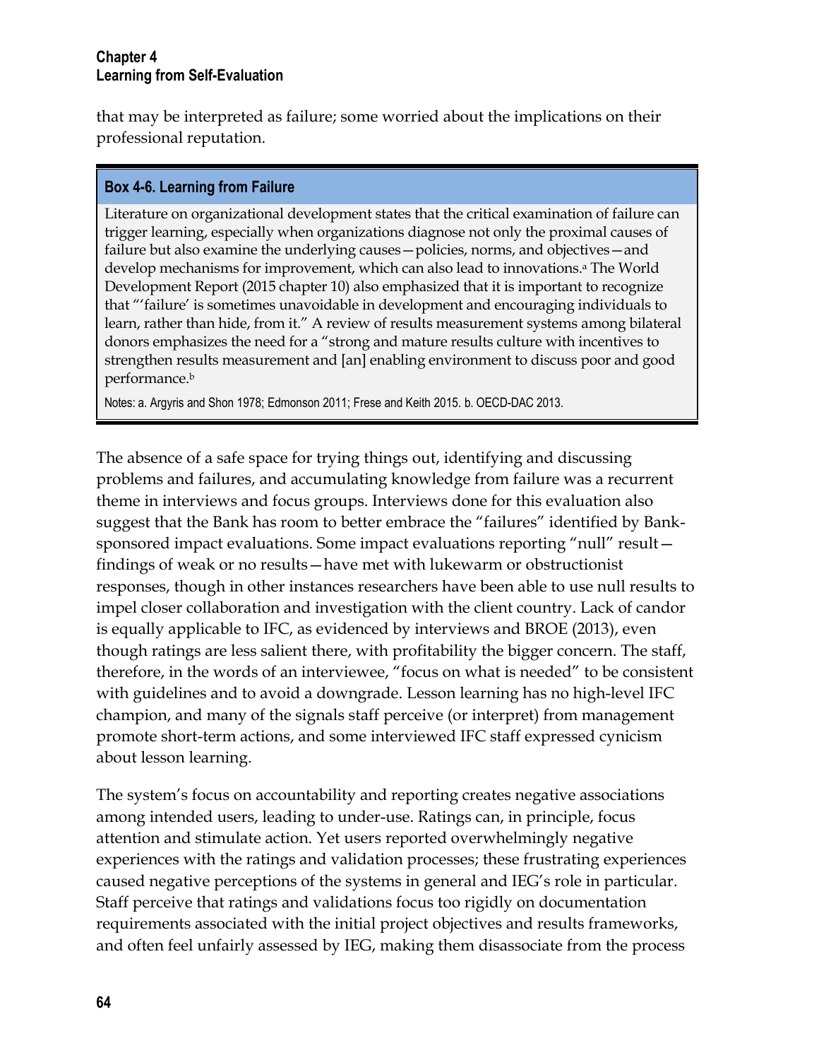that may be interpreted as failure; some worried about the implications on their professional reputation.

> **Box 4-6. Learning from Failure**
>
> Literature on organizational development states that the critical examination of failure can trigger learning, especially when organizations diagnose not only the proximal causes of failure but also examine the underlying causes—policies, norms, and objectives—and develop mechanisms for improvement, which can also lead to innovations.[a] The World Development Report (2015 chapter 10) also emphasized that it is important to recognize that "'failure' is sometimes unavoidable in development and encouraging individuals to learn, rather than hide, from it." A review of results measurement systems among bilateral donors emphasizes the need for a "strong and mature results culture with incentives to strengthen results measurement and [an] enabling environment to discuss poor and good performance.[b]
>
> Notes: a. Argyris and Shon 1978; Edmonson 2011; Frese and Keith 2015. b. OECD-DAC 2013.

The absence of a safe space for trying things out, identifying and discussing problems and failures, and accumulating knowledge from failure was a recurrent theme in interviews and focus groups. Interviews done for this evaluation also suggest that the Bank has room to better embrace the "failures" identified by Bank-sponsored impact evaluations. Some impact evaluations reporting "null" result—findings of weak or no results—have met with lukewarm or obstructionist responses, though in other instances researchers have been able to use null results to impel closer collaboration and investigation with the client country. Lack of candor is equally applicable to IFC, as evidenced by interviews and BROE (2013), even though ratings are less salient there, with profitability the bigger concern. The staff, therefore, in the words of an interviewee, "focus on what is needed" to be consistent with guidelines and to avoid a downgrade. Lesson learning has no high-level IFC champion, and many of the signals staff perceive (or interpret) from management promote short-term actions, and some interviewed IFC staff expressed cynicism about lesson learning.

The system's focus on accountability and reporting creates negative associations among intended users, leading to under-use. Ratings can, in principle, focus attention and stimulate action. Yet users reported overwhelmingly negative experiences with the ratings and validation processes; these frustrating experiences caused negative perceptions of the systems in general and IEG's role in particular. Staff perceive that ratings and validations focus too rigidly on documentation requirements associated with the initial project objectives and results frameworks, and often feel unfairly assessed by IEG, making them disassociate from the process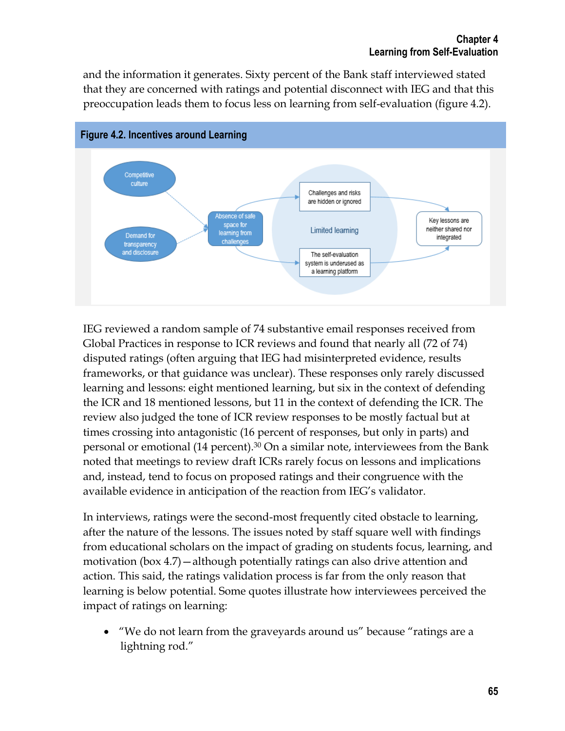and the information it generates. Sixty percent of the Bank staff interviewed stated that they are concerned with ratings and potential disconnect with IEG and that this preoccupation leads them to focus less on learning from self-evaluation (figure 4.2).

**Figure 4.2. Incentives around Learning**

Competitive culture

Demand for transparency and disclosure

Absence of safe space for learning from challenges

Challenges and risks are hidden or ignored

Limited learning

The self-evaluation system is underused as a learning platform

Key lessons are neither shared nor integrated

IEG reviewed a random sample of 74 substantive email responses received from Global Practices in response to ICR reviews and found that nearly all (72 of 74) disputed ratings (often arguing that IEG had misinterpreted evidence, results frameworks, or that guidance was unclear). These responses only rarely discussed learning and lessons: eight mentioned learning, but six in the context of defending the ICR and 18 mentioned lessons, but 11 in the context of defending the ICR. The review also judged the tone of ICR review responses to be mostly factual but at times crossing into antagonistic (16 percent of responses, but only in parts) and personal or emotional (14 percent).[30] On a similar note, interviewees from the Bank noted that meetings to review draft ICRs rarely focus on lessons and implications and, instead, tend to focus on proposed ratings and their congruence with the available evidence in anticipation of the reaction from IEG's validator.

In interviews, ratings were the second-most frequently cited obstacle to learning, after the nature of the lessons. The issues noted by staff square well with findings from educational scholars on the impact of grading on students focus, learning, and motivation (box 4.7)—although potentially ratings can also drive attention and action. This said, the ratings validation process is far from the only reason that learning is below potential. Some quotes illustrate how interviewees perceived the impact of ratings on learning:

- "We do not learn from the graveyards around us" because "ratings are a lightning rod."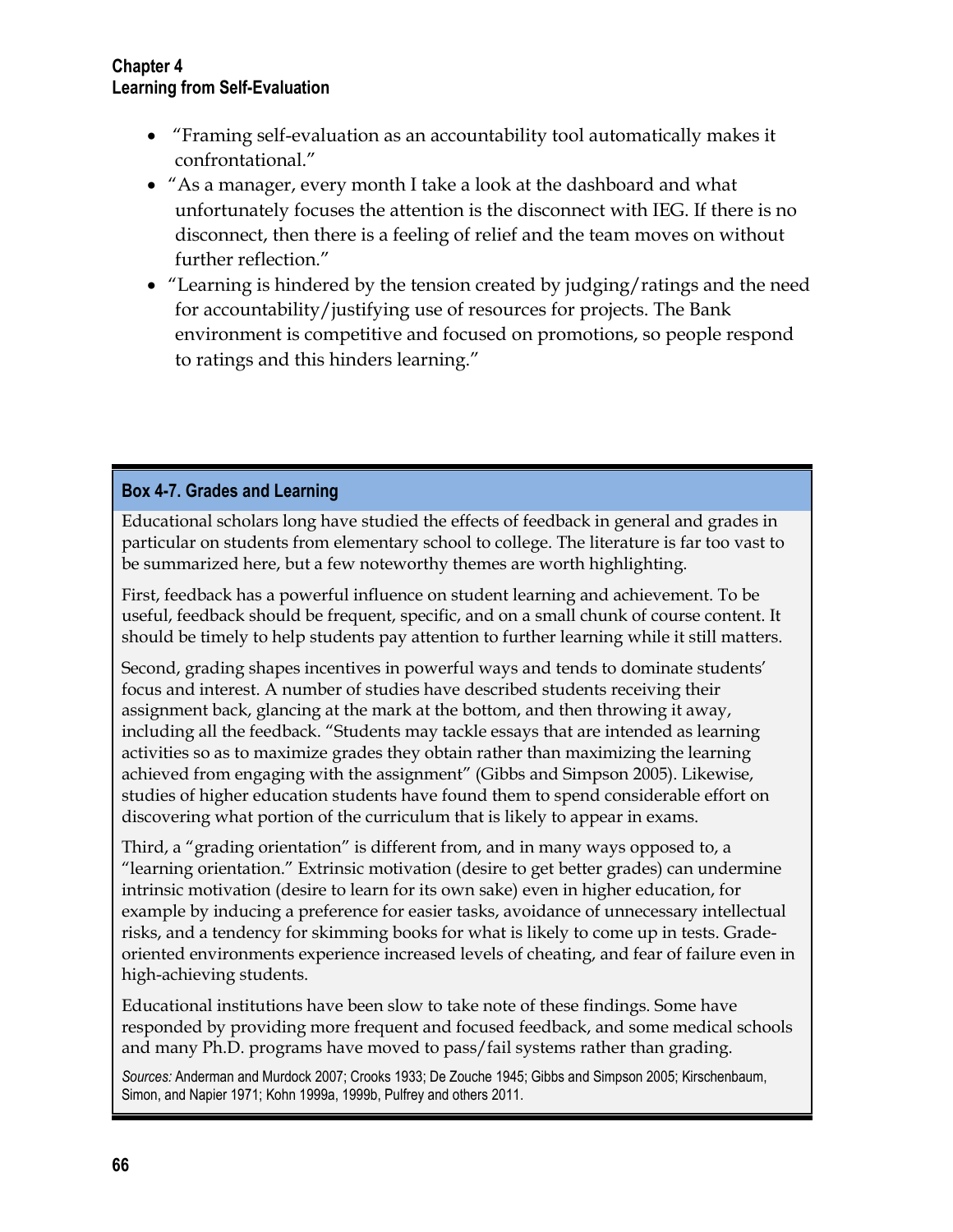- "Framing self-evaluation as an accountability tool automatically makes it confrontational."
- "As a manager, every month I take a look at the dashboard and what unfortunately focuses the attention is the disconnect with IEG. If there is no disconnect, then there is a feeling of relief and the team moves on without further reflection."
- "Learning is hindered by the tension created by judging/ratings and the need for accountability/justifying use of resources for projects. The Bank environment is competitive and focused on promotions, so people respond to ratings and this hinders learning."

**Box 4-7. Grades and Learning**

Educational scholars long have studied the effects of feedback in general and grades in particular on students from elementary school to college. The literature is far too vast to be summarized here, but a few noteworthy themes are worth highlighting.

First, feedback has a powerful influence on student learning and achievement. To be useful, feedback should be frequent, specific, and on a small chunk of course content. It should be timely to help students pay attention to further learning while it still matters.

Second, grading shapes incentives in powerful ways and tends to dominate students' focus and interest. A number of studies have described students receiving their assignment back, glancing at the mark at the bottom, and then throwing it away, including all the feedback. "Students may tackle essays that are intended as learning activities so as to maximize grades they obtain rather than maximizing the learning achieved from engaging with the assignment" (Gibbs and Simpson 2005). Likewise, studies of higher education students have found them to spend considerable effort on discovering what portion of the curriculum that is likely to appear in exams.

Third, a "grading orientation" is different from, and in many ways opposed to, a "learning orientation." Extrinsic motivation (desire to get better grades) can undermine intrinsic motivation (desire to learn for its own sake) even in higher education, for example by inducing a preference for easier tasks, avoidance of unnecessary intellectual risks, and a tendency for skimming books for what is likely to come up in tests. Grade-oriented environments experience increased levels of cheating, and fear of failure even in high-achieving students.

Educational institutions have been slow to take note of these findings. Some have responded by providing more frequent and focused feedback, and some medical schools and many Ph.D. programs have moved to pass/fail systems rather than grading.

*Sources:* Anderman and Murdock 2007; Crooks 1933; De Zouche 1945; Gibbs and Simpson 2005; Kirschenbaum, Simon, and Napier 1971; Kohn 1999a, 1999b, Pulfrey and others 2011.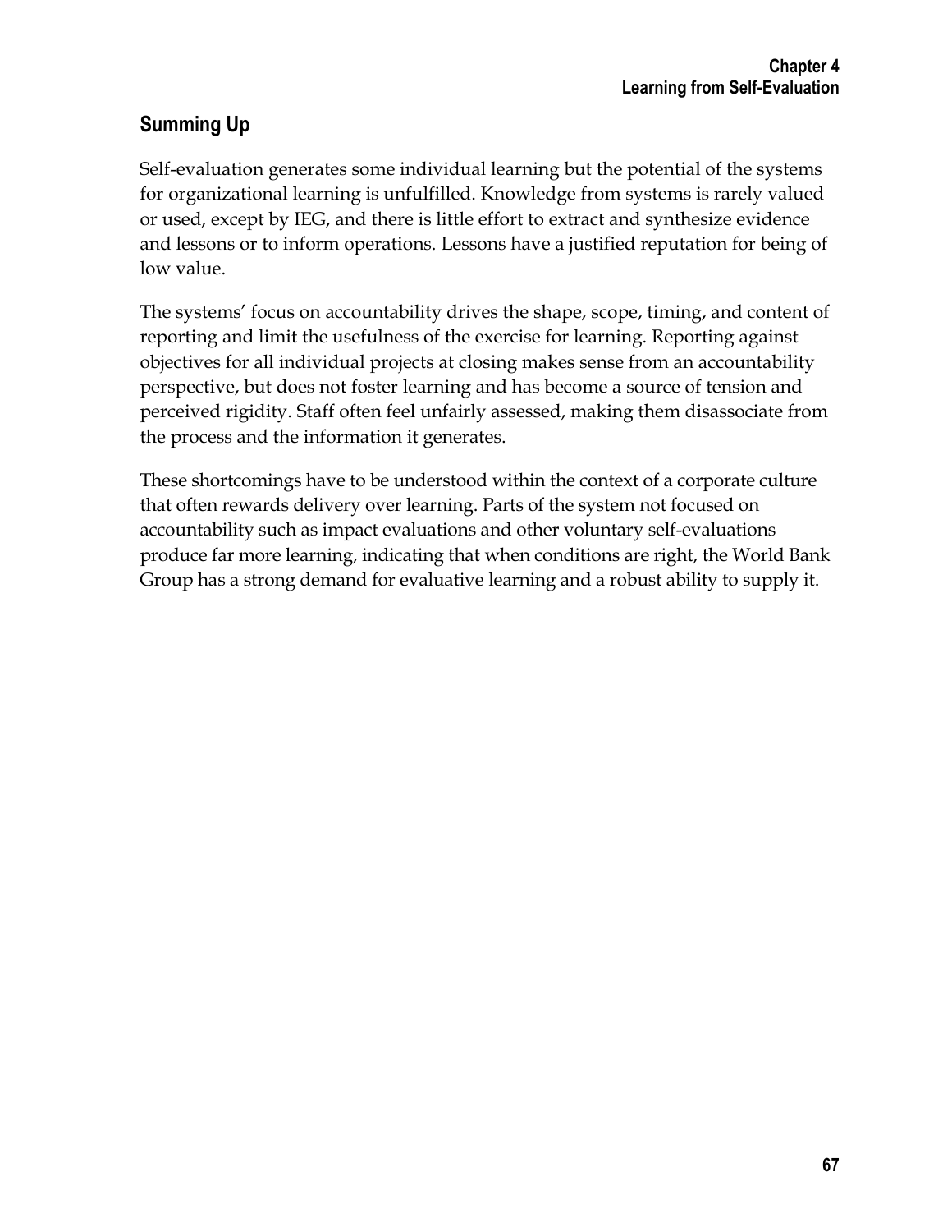## Summing Up

Self-evaluation generates some individual learning but the potential of the systems for organizational learning is unfulfilled. Knowledge from systems is rarely valued or used, except by IEG, and there is little effort to extract and synthesize evidence and lessons or to inform operations. Lessons have a justified reputation for being of low value.

The systems' focus on accountability drives the shape, scope, timing, and content of reporting and limit the usefulness of the exercise for learning. Reporting against objectives for all individual projects at closing makes sense from an accountability perspective, but does not foster learning and has become a source of tension and perceived rigidity. Staff often feel unfairly assessed, making them disassociate from the process and the information it generates.

These shortcomings have to be understood within the context of a corporate culture that often rewards delivery over learning. Parts of the system not focused on accountability such as impact evaluations and other voluntary self-evaluations produce far more learning, indicating that when conditions are right, the World Bank Group has a strong demand for evaluative learning and a robust ability to supply it.